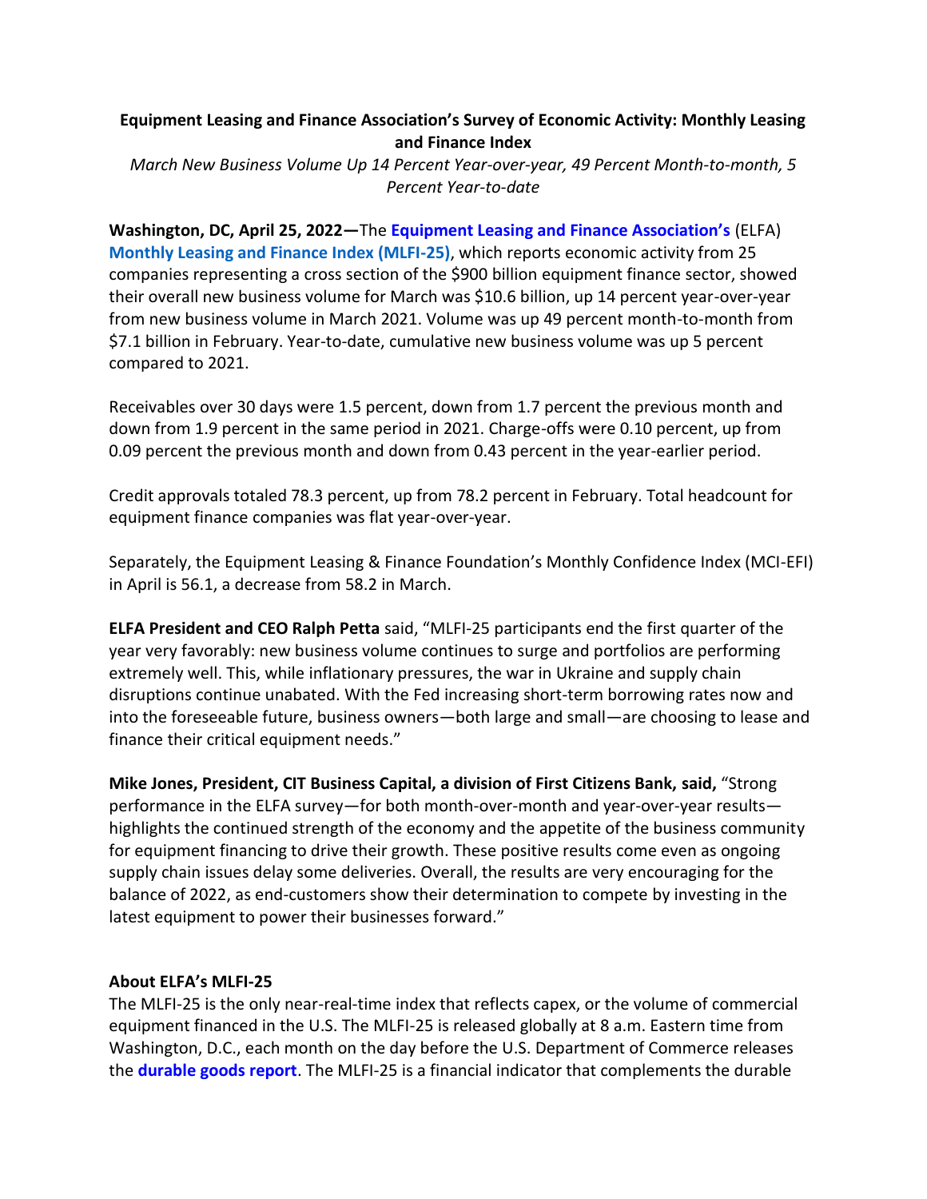**Equipment Leasing and Finance Association's Survey of Economic Activity: Monthly Leasing and Finance Index**

*March New Business Volume Up 14 Percent Year-over-year, 49 Percent Month-to-month, 5 Percent Year-to-date*

**Washington, DC, April 25, 2022—**The **Equipment Leasing and Finance Association's** (ELFA) **Monthly Leasing and Finance Index (MLFI-25)**, which reports economic activity from 25 companies representing a cross section of the $900 billion equipment finance sector, showed their overall new business volume for March was $10.6 billion, up 14 percent year-over-year from new business volume in March 2021. Volume was up 49 percent month-to-month from $7.1 billion in February. Year-to-date, cumulative new business volume was up 5 percent compared to 2021.

Receivables over 30 days were 1.5 percent, down from 1.7 percent the previous month and down from 1.9 percent in the same period in 2021. Charge-offs were 0.10 percent, up from 0.09 percent the previous month and down from 0.43 percent in the year-earlier period.

Credit approvals totaled 78.3 percent, up from 78.2 percent in February. Total headcount for equipment finance companies was flat year-over-year.

Separately, the Equipment Leasing & Finance Foundation's Monthly Confidence Index (MCI-EFI) in April is 56.1, a decrease from 58.2 in March.

**ELFA President and CEO Ralph Petta** said, "MLFI-25 participants end the first quarter of the year very favorably: new business volume continues to surge and portfolios are performing extremely well. This, while inflationary pressures, the war in Ukraine and supply chain disruptions continue unabated. With the Fed increasing short-term borrowing rates now and into the foreseeable future, business owners—both large and small—are choosing to lease and finance their critical equipment needs."

**Mike Jones, President, CIT Business Capital, a division of First Citizens Bank, said,** "Strong performance in the ELFA survey—for both month-over-month and year-over-year results—highlights the continued strength of the economy and the appetite of the business community for equipment financing to drive their growth. These positive results come even as ongoing supply chain issues delay some deliveries. Overall, the results are very encouraging for the balance of 2022, as end-customers show their determination to compete by investing in the latest equipment to power their businesses forward."

**About ELFA's MLFI-25**

The MLFI-25 is the only near-real-time index that reflects capex, or the volume of commercial equipment financed in the U.S. The MLFI-25 is released globally at 8 a.m. Eastern time from Washington, D.C., each month on the day before the U.S. Department of Commerce releases the **durable goods report**. The MLFI-25 is a financial indicator that complements the durable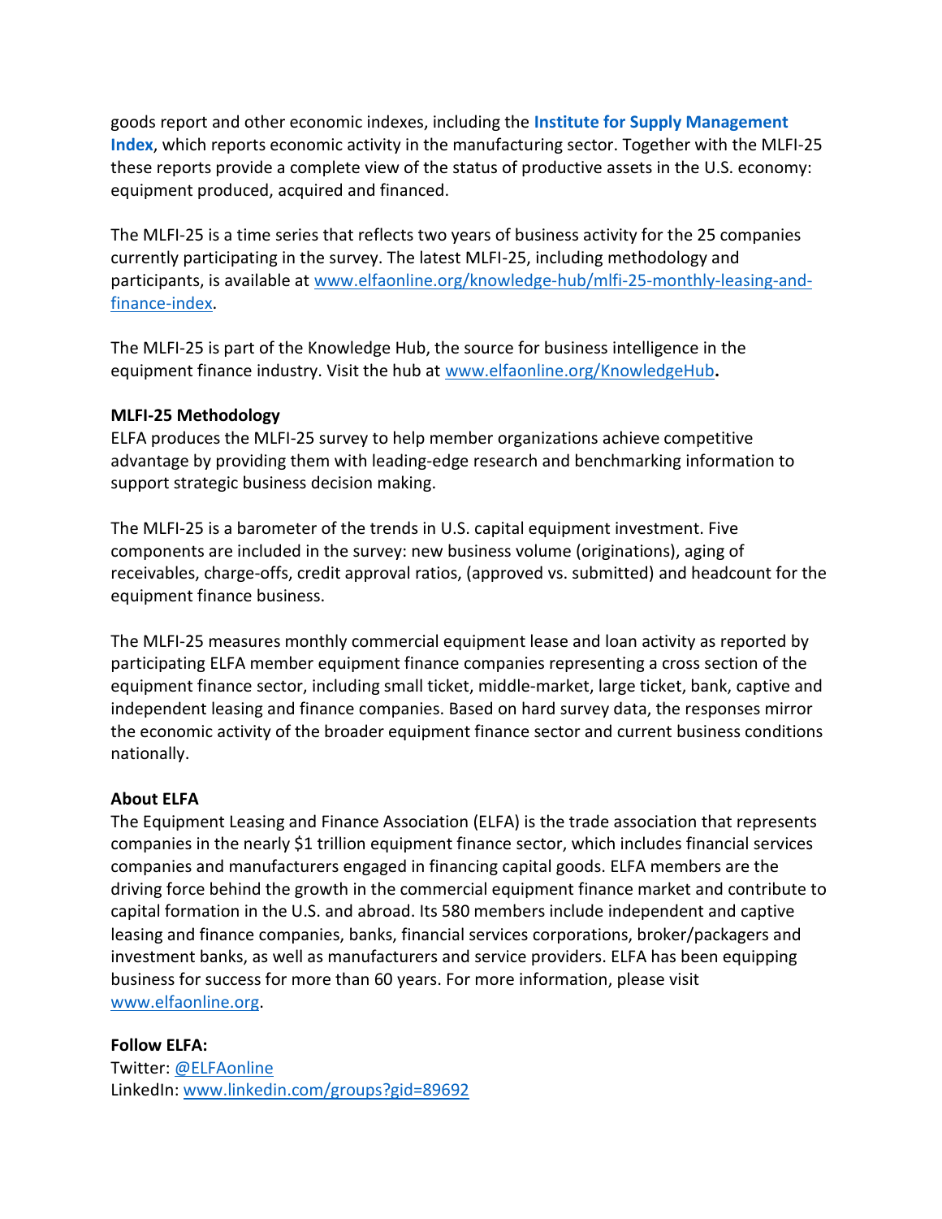goods report and other economic indexes, including the **Institute for Supply Management Index**, which reports economic activity in the manufacturing sector. Together with the MLFI-25 these reports provide a complete view of the status of productive assets in the U.S. economy: equipment produced, acquired and financed.

The MLFI-25 is a time series that reflects two years of business activity for the 25 companies currently participating in the survey. The latest MLFI-25, including methodology and participants, is available at www.elfaonline.org/knowledge-hub/mlfi-25-monthly-leasing-and-finance-index.

The MLFI-25 is part of the Knowledge Hub, the source for business intelligence in the equipment finance industry. Visit the hub at www.elfaonline.org/KnowledgeHub**.**

**MLFI-25 Methodology**
ELFA produces the MLFI-25 survey to help member organizations achieve competitive advantage by providing them with leading-edge research and benchmarking information to support strategic business decision making.

The MLFI-25 is a barometer of the trends in U.S. capital equipment investment. Five components are included in the survey: new business volume (originations), aging of receivables, charge-offs, credit approval ratios, (approved vs. submitted) and headcount for the equipment finance business.

The MLFI-25 measures monthly commercial equipment lease and loan activity as reported by participating ELFA member equipment finance companies representing a cross section of the equipment finance sector, including small ticket, middle-market, large ticket, bank, captive and independent leasing and finance companies. Based on hard survey data, the responses mirror the economic activity of the broader equipment finance sector and current business conditions nationally.

**About ELFA**
The Equipment Leasing and Finance Association (ELFA) is the trade association that represents companies in the nearly $1 trillion equipment finance sector, which includes financial services companies and manufacturers engaged in financing capital goods. ELFA members are the driving force behind the growth in the commercial equipment finance market and contribute to capital formation in the U.S. and abroad. Its 580 members include independent and captive leasing and finance companies, banks, financial services corporations, broker/packagers and investment banks, as well as manufacturers and service providers. ELFA has been equipping business for success for more than 60 years. For more information, please visit www.elfaonline.org.

**Follow ELFA:**
Twitter: @ELFAonline
LinkedIn: www.linkedin.com/groups?gid=89692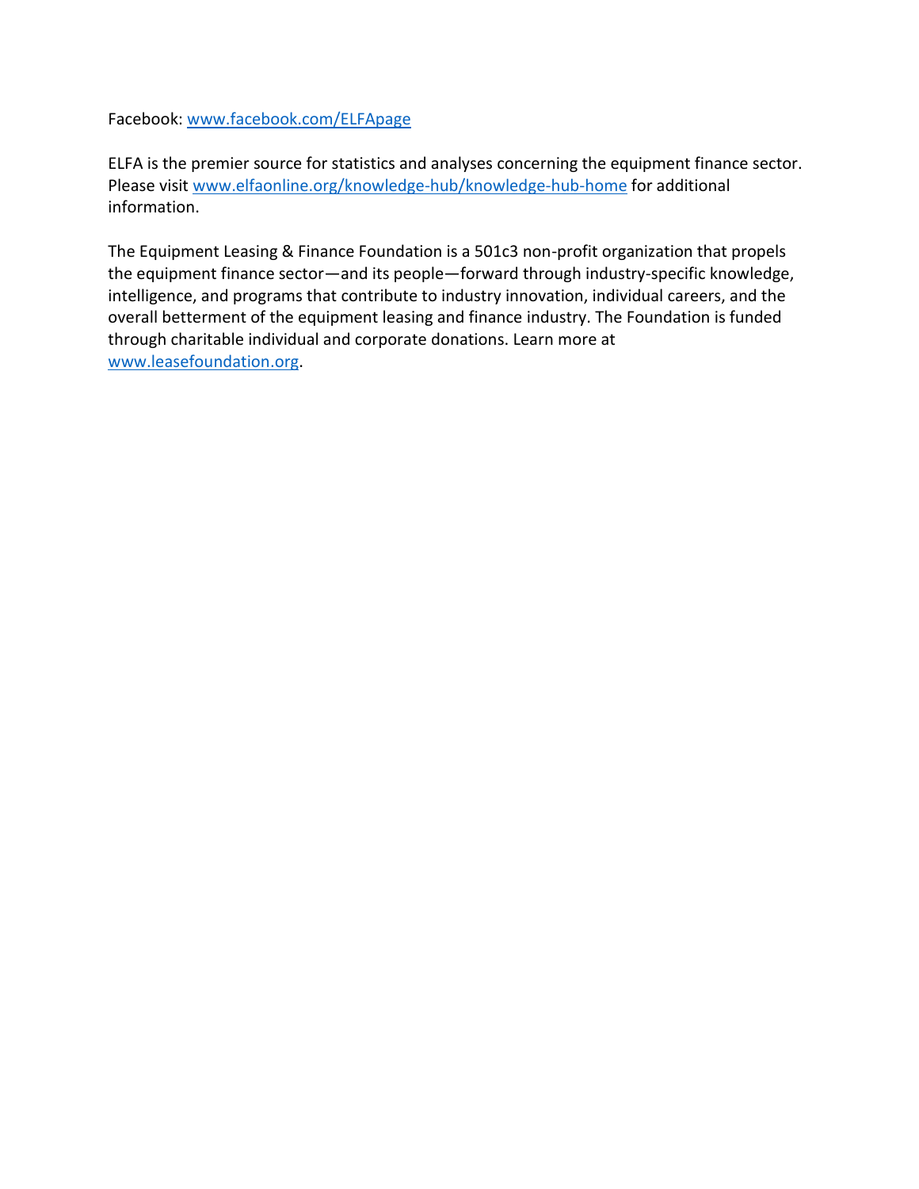Facebook: [www.facebook.com/ELFApage](www.facebook.com/ELFApage)

ELFA is the premier source for statistics and analyses concerning the equipment finance sector. Please visit [www.elfaonline.org/knowledge-hub/knowledge-hub-home](www.elfaonline.org/knowledge-hub/knowledge-hub-home) for additional information.

The Equipment Leasing & Finance Foundation is a 501c3 non-profit organization that propels the equipment finance sector—and its people—forward through industry-specific knowledge, intelligence, and programs that contribute to industry innovation, individual careers, and the overall betterment of the equipment leasing and finance industry. The Foundation is funded through charitable individual and corporate donations. Learn more at [www.leasefoundation.org](www.leasefoundation.org).